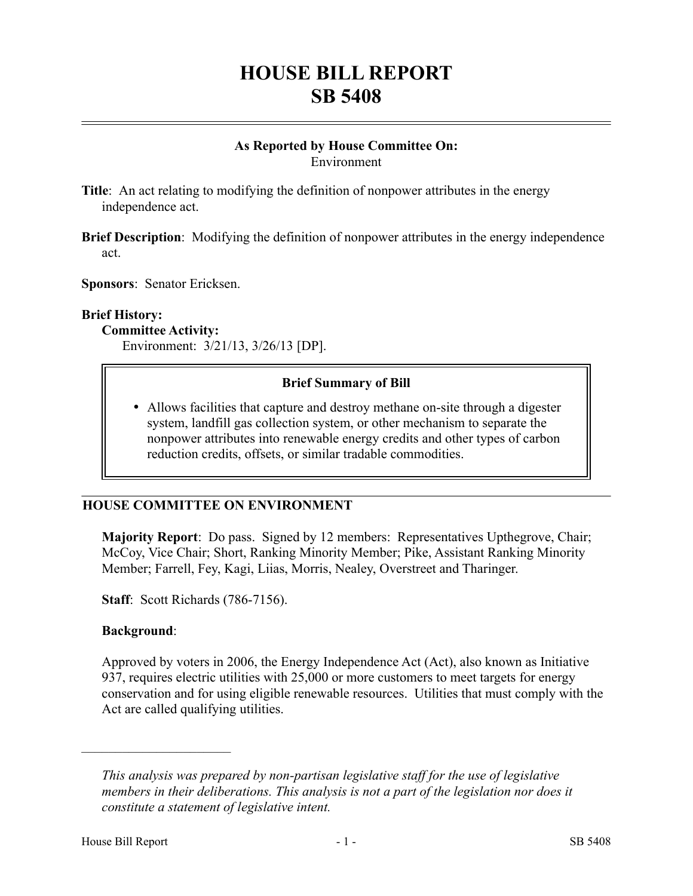# HOUSE BILL REPORT
# SB 5408

**As Reported by House Committee On:**
Environment

**Title**: An act relating to modifying the definition of nonpower attributes in the energy independence act.

**Brief Description**: Modifying the definition of nonpower attributes in the energy independence act.

**Sponsors**: Senator Ericksen.

**Brief History:**

**Committee Activity:**

Environment: 3/21/13, 3/26/13 [DP].

> **Brief Summary of Bill**
>
> - Allows facilities that capture and destroy methane on-site through a digester system, landfill gas collection system, or other mechanism to separate the nonpower attributes into renewable energy credits and other types of carbon reduction credits, offsets, or similar tradable commodities.

## HOUSE COMMITTEE ON ENVIRONMENT

**Majority Report**: Do pass. Signed by 12 members: Representatives Upthegrove, Chair; McCoy, Vice Chair; Short, Ranking Minority Member; Pike, Assistant Ranking Minority Member; Farrell, Fey, Kagi, Liias, Morris, Nealey, Overstreet and Tharinger.

**Staff**: Scott Richards (786-7156).

**Background**:

Approved by voters in 2006, the Energy Independence Act (Act), also known as Initiative 937, requires electric utilities with 25,000 or more customers to meet targets for energy conservation and for using eligible renewable resources. Utilities that must comply with the Act are called qualifying utilities.

---

*This analysis was prepared by non-partisan legislative staff for the use of legislative members in their deliberations. This analysis is not a part of the legislation nor does it constitute a statement of legislative intent.*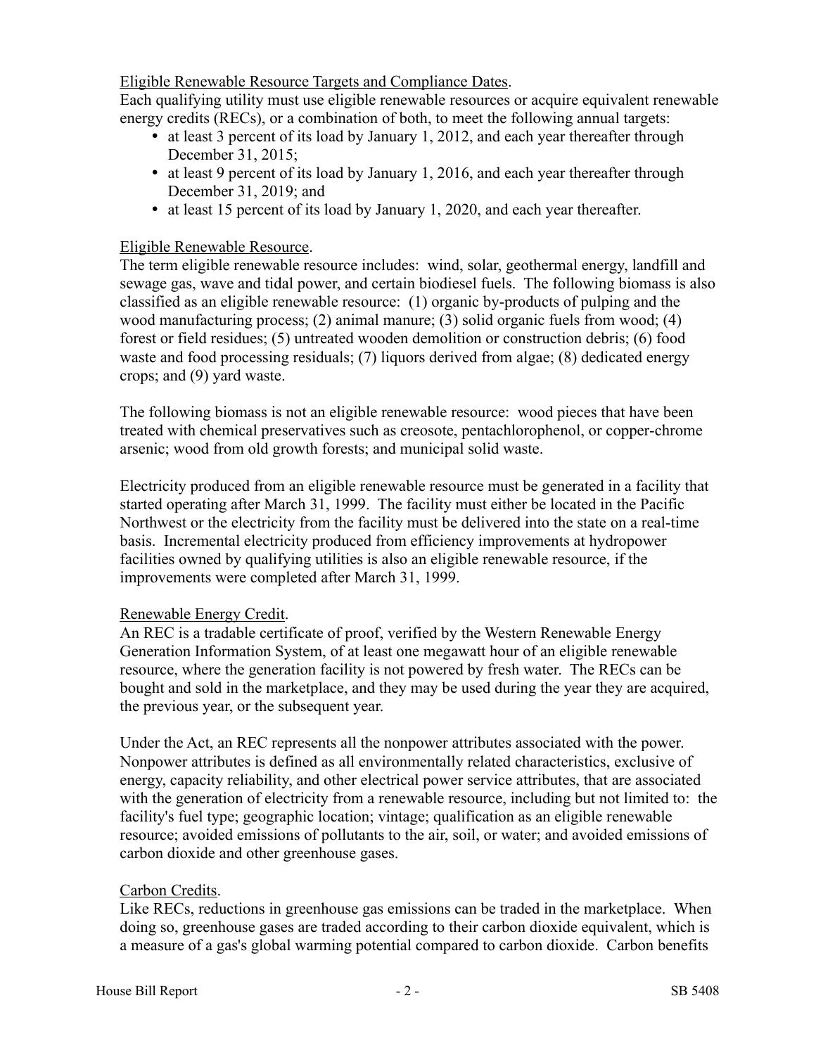Eligible Renewable Resource Targets and Compliance Dates.

Each qualifying utility must use eligible renewable resources or acquire equivalent renewable energy credits (RECs), or a combination of both, to meet the following annual targets:

- at least 3 percent of its load by January 1, 2012, and each year thereafter through December 31, 2015;
- at least 9 percent of its load by January 1, 2016, and each year thereafter through December 31, 2019; and
- at least 15 percent of its load by January 1, 2020, and each year thereafter.

Eligible Renewable Resource.

The term eligible renewable resource includes: wind, solar, geothermal energy, landfill and sewage gas, wave and tidal power, and certain biodiesel fuels. The following biomass is also classified as an eligible renewable resource: (1) organic by-products of pulping and the wood manufacturing process; (2) animal manure; (3) solid organic fuels from wood; (4) forest or field residues; (5) untreated wooden demolition or construction debris; (6) food waste and food processing residuals; (7) liquors derived from algae; (8) dedicated energy crops; and (9) yard waste.

The following biomass is not an eligible renewable resource: wood pieces that have been treated with chemical preservatives such as creosote, pentachlorophenol, or copper-chrome arsenic; wood from old growth forests; and municipal solid waste.

Electricity produced from an eligible renewable resource must be generated in a facility that started operating after March 31, 1999. The facility must either be located in the Pacific Northwest or the electricity from the facility must be delivered into the state on a real-time basis. Incremental electricity produced from efficiency improvements at hydropower facilities owned by qualifying utilities is also an eligible renewable resource, if the improvements were completed after March 31, 1999.

Renewable Energy Credit.

An REC is a tradable certificate of proof, verified by the Western Renewable Energy Generation Information System, of at least one megawatt hour of an eligible renewable resource, where the generation facility is not powered by fresh water. The RECs can be bought and sold in the marketplace, and they may be used during the year they are acquired, the previous year, or the subsequent year.

Under the Act, an REC represents all the nonpower attributes associated with the power. Nonpower attributes is defined as all environmentally related characteristics, exclusive of energy, capacity reliability, and other electrical power service attributes, that are associated with the generation of electricity from a renewable resource, including but not limited to: the facility's fuel type; geographic location; vintage; qualification as an eligible renewable resource; avoided emissions of pollutants to the air, soil, or water; and avoided emissions of carbon dioxide and other greenhouse gases.

Carbon Credits.

Like RECs, reductions in greenhouse gas emissions can be traded in the marketplace. When doing so, greenhouse gases are traded according to their carbon dioxide equivalent, which is a measure of a gas's global warming potential compared to carbon dioxide. Carbon benefits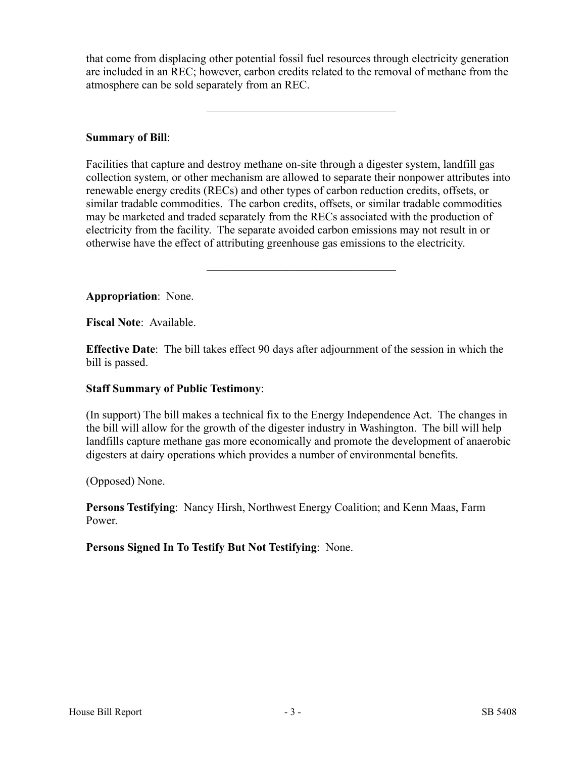that come from displacing other potential fossil fuel resources through electricity generation are included in an REC; however, carbon credits related to the removal of methane from the atmosphere can be sold separately from an REC.

---

**Summary of Bill**:

Facilities that capture and destroy methane on-site through a digester system, landfill gas collection system, or other mechanism are allowed to separate their nonpower attributes into renewable energy credits (RECs) and other types of carbon reduction credits, offsets, or similar tradable commodities. The carbon credits, offsets, or similar tradable commodities may be marketed and traded separately from the RECs associated with the production of electricity from the facility. The separate avoided carbon emissions may not result in or otherwise have the effect of attributing greenhouse gas emissions to the electricity.

---

**Appropriation**: None.

**Fiscal Note**: Available.

**Effective Date**: The bill takes effect 90 days after adjournment of the session in which the bill is passed.

**Staff Summary of Public Testimony**:

(In support) The bill makes a technical fix to the Energy Independence Act. The changes in the bill will allow for the growth of the digester industry in Washington. The bill will help landfills capture methane gas more economically and promote the development of anaerobic digesters at dairy operations which provides a number of environmental benefits.

(Opposed) None.

**Persons Testifying**: Nancy Hirsh, Northwest Energy Coalition; and Kenn Maas, Farm Power.

**Persons Signed In To Testify But Not Testifying**: None.